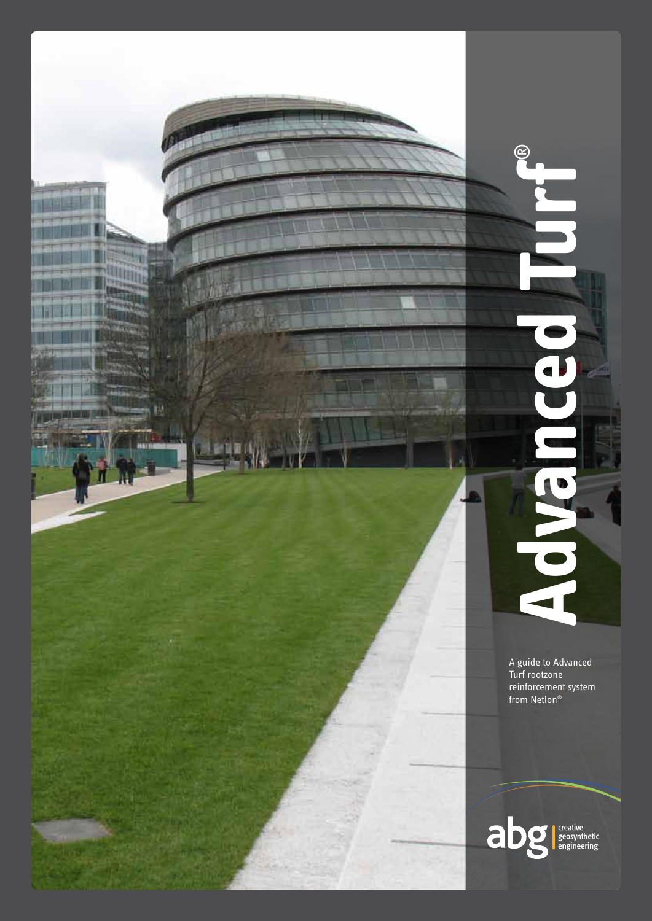# Advanced Turf®

A guide to Advanced Turf rootzone reinforcement system from Netlon®

abg creative geosynthetic engineering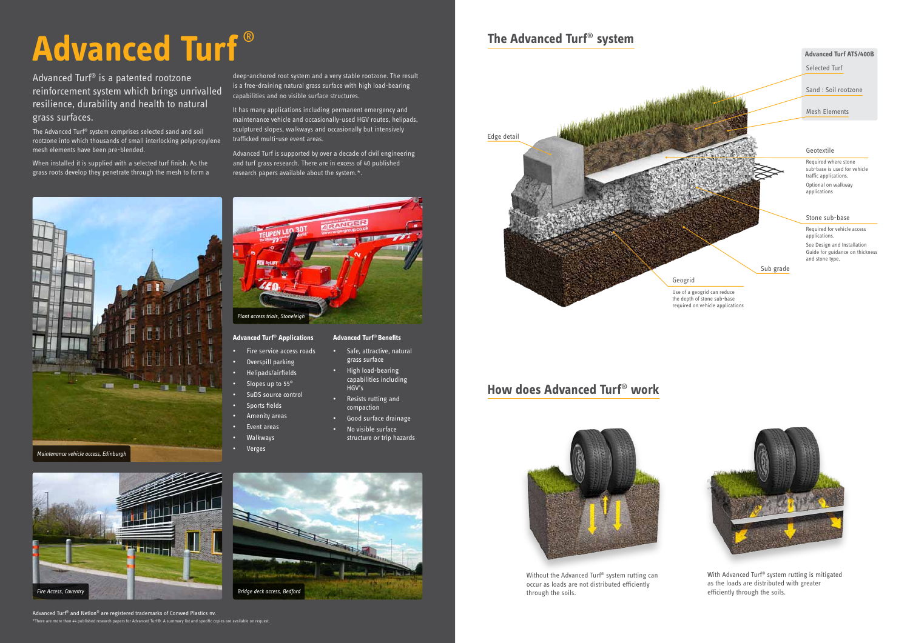# Advanced Turf®

Advanced Turf® is a patented rootzone reinforcement system which brings unrivalled resilience, durability and health to natural grass surfaces.

The Advanced Turf® system comprises selected sand and soil rootzone into which thousands of small interlocking polypropylene mesh elements have been pre-blended.

When installed it is supplied with a selected turf finish. As the grass roots develop they penetrate through the mesh to form a deep-anchored root system and a very stable rootzone. The result is a free-draining natural grass surface with high load-bearing capabilities and no visible surface structures.

It has many applications including permanent emergency and maintenance vehicle and occasionally-used HGV routes, helipads, sculptured slopes, walkways and occasionally but intensively trafficked multi-use event areas.

Advanced Turf is supported by over a decade of civil engineering and turf grass research. There are in excess of 40 published research papers available about the system.*.

*Maintenance vehicle access, Edinburgh*

*Plant access trials, Stoneleigh*

**Advanced Turf® Applications**

- Fire service access roads
- Overspill parking
- Helipads/airfields
- Slopes up to 55°
- SuDS source control
- Sports fields
- Amenity areas
- Event areas
- Walkways
- Verges

**Advanced Turf® Benefits**

- Safe, attractive, natural grass surface
- High load-bearing capabilities including HGV's
- Resists rutting and compaction
- Good surface drainage
- No visible surface structure or trip hazards

*Fire Access, Coventry*

*Bridge deck access, Bedford*

Advanced Turf® and Netlon® are registered trademarks of Conwed Plastics nv.

*There are more than 44 published research papers for Advanced Turf®. A summary list and specific copies are available on request.

## The Advanced Turf® system

**Advanced Turf ATS/400B**

- Selected Turf
- Sand : Soil rootzone
- Mesh Elements

Edge detail

**Geotextile**

Required where stone sub-base is used for vehicle traffic applications.

Optional on walkway applications

**Stone sub-base**

Required for vehicle access applications.

See Design and Installation Guide for guidance on thickness and stone type.

**Sub grade**

**Geogrid**

Use of a geogrid can reduce the depth of stone sub-base required on vehicle applications

## How does Advanced Turf® work

Without the Advanced Turf® system rutting can occur as loads are not distributed efficiently through the soils.

With Advanced Turf® system rutting is mitigated as the loads are distributed with greater efficiently through the soils.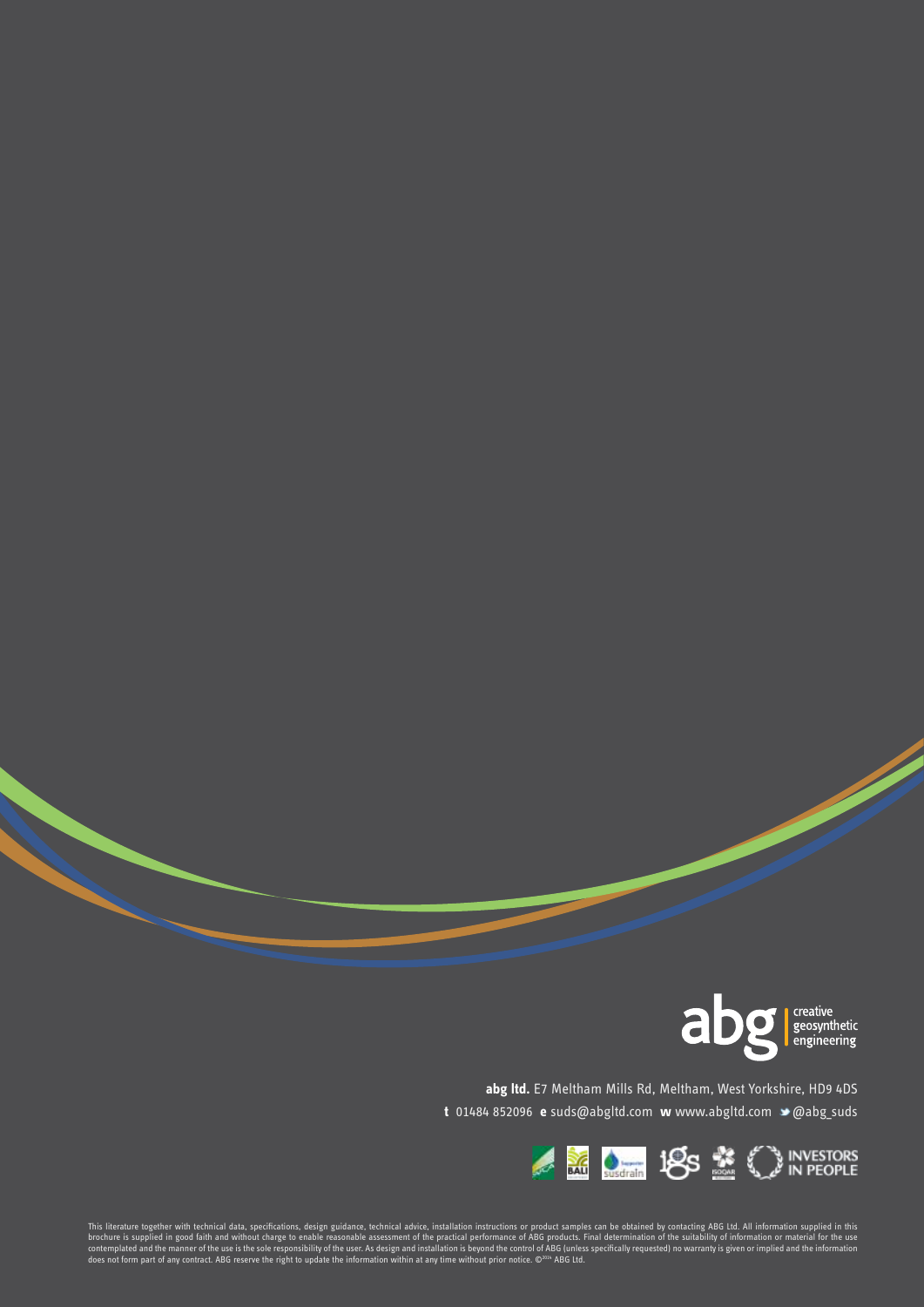abg | creative geosynthetic engineering

**abg ltd.** E7 Meltham Mills Rd, Meltham, West Yorkshire, HD9 4DS

**t** 01484 852096 **e** suds@abgltd.com **w** www.abgltd.com @abg_suds

INVESTORS IN PEOPLE

This literature together with technical data, specifications, design guidance, technical advice, installation instructions or product samples can be obtained by contacting ABG Ltd. All information supplied in this brochure is supplied in good faith and without charge to enable reasonable assessment of the practical performance of ABG products. Final determination of the suitability of information or material for the use contemplated and the manner of the use is the sole responsibility of the user. As design and installation is beyond the control of ABG (unless specifically requested) no warranty is given or implied and the information does not form part of any contract. ABG reserve the right to update the information within at any time without prior notice. ©2016 ABG Ltd.